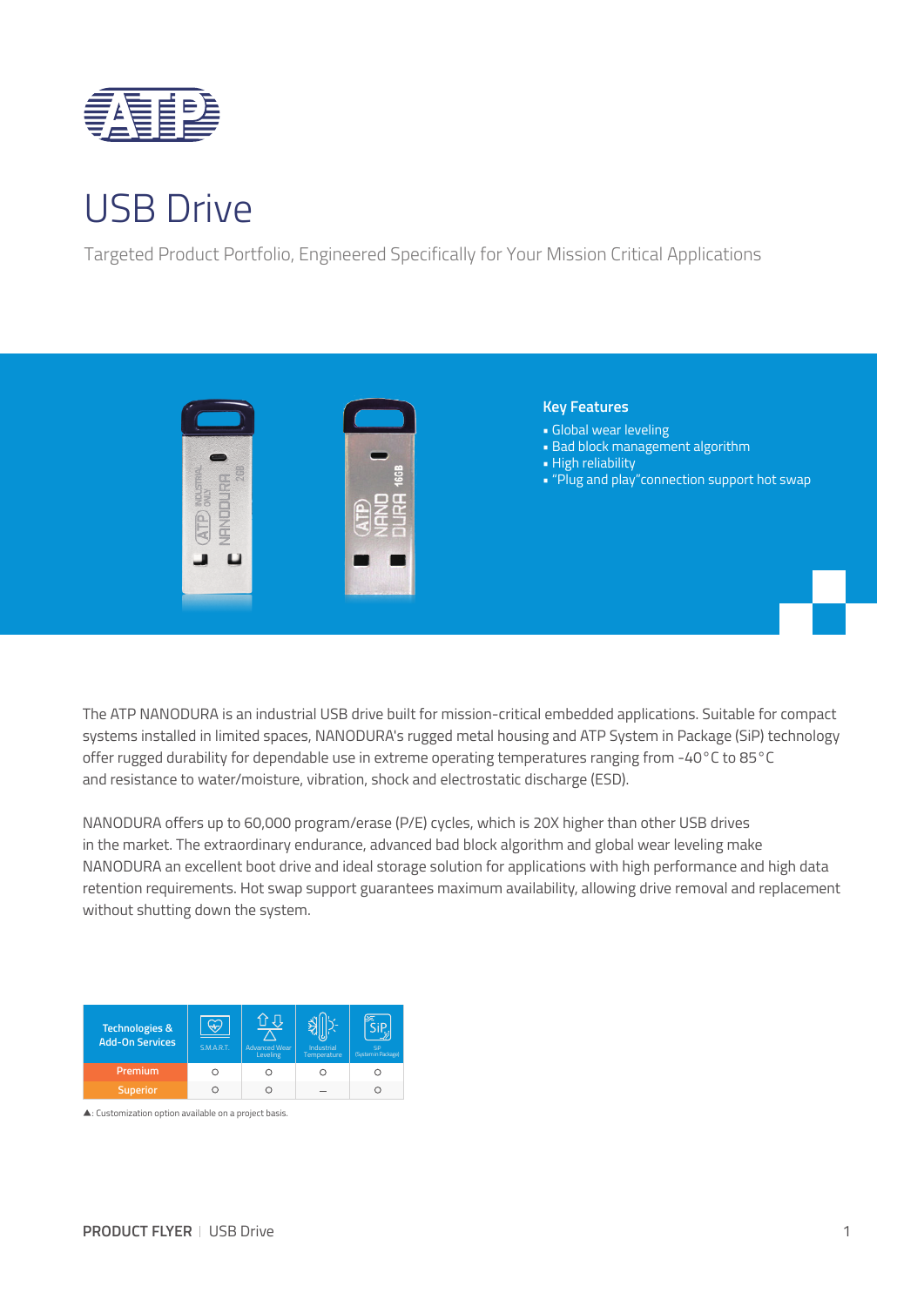# USB Drive

Targeted Product Portfolio, Engineered Specifically for Your Mission Critical Applications

### Key Features

- Global wear leveling
- Bad block management algorithm
- High reliability
- "Plug and play"connection support hot swap

The ATP NANODURA is an industrial USB drive built for mission-critical embedded applications. Suitable for compact systems installed in limited spaces, NANODURA's rugged metal housing and ATP System in Package (SiP) technology offer rugged durability for dependable use in extreme operating temperatures ranging from -40°C to 85°C and resistance to water/moisture, vibration, shock and electrostatic discharge (ESD).

NANODURA offers up to 60,000 program/erase (P/E) cycles, which is 20X higher than other USB drives in the market. The extraordinary endurance, advanced bad block algorithm and global wear leveling make NANODURA an excellent boot drive and ideal storage solution for applications with high performance and high data retention requirements. Hot swap support guarantees maximum availability, allowing drive removal and replacement without shutting down the system.

| Technologies & Add-On Services | S.M.A.R.T. | Advanced Wear Leveling | Industrial Temperature | SiP (System in Package) |
|---|---|---|---|---|
| Premium | ○ | ○ | ○ | ○ |
| Superior | ○ | ○ | – | ○ |

▲: Customization option available on a project basis.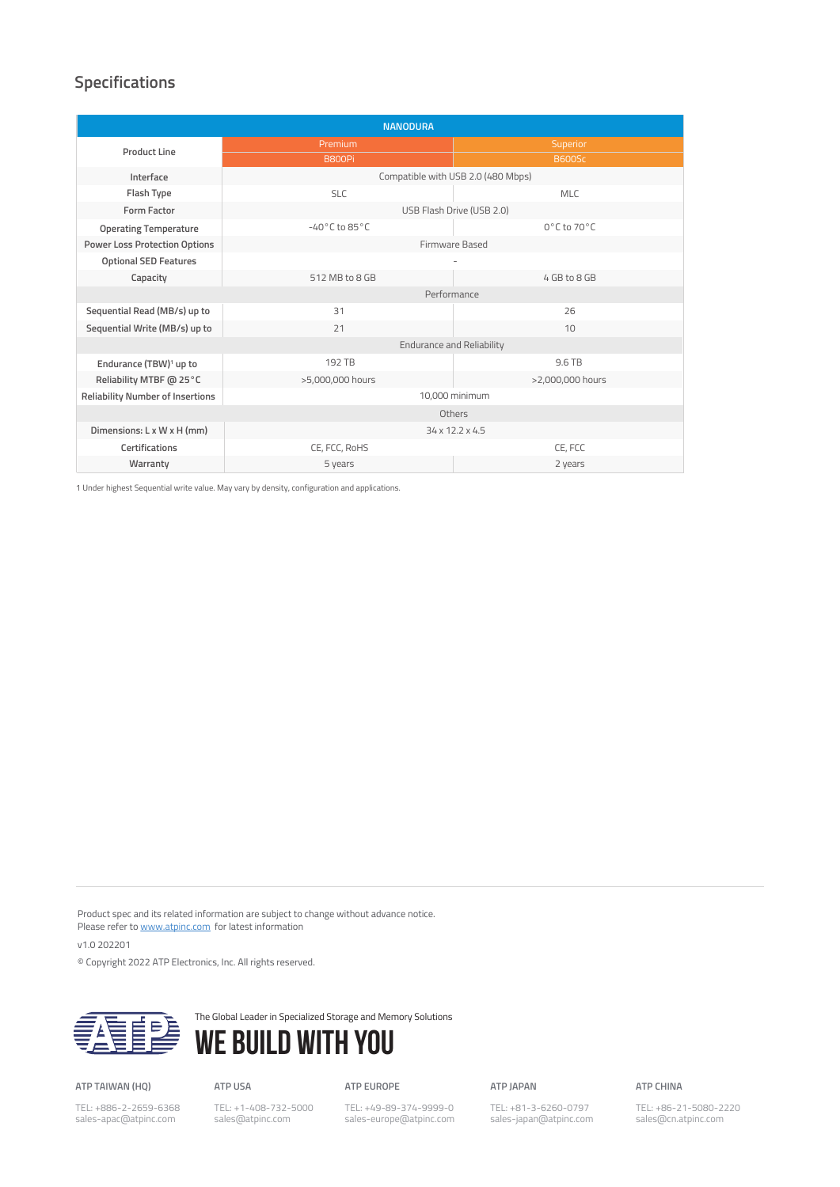## Specifications

| | NANODURA | |
|---|---|---|
| Product Line | Premium | Superior |
| | B800Pi | B600Sc |
| Interface | Compatible with USB 2.0 (480 Mbps) | |
| Flash Type | SLC | MLC |
| Form Factor | USB Flash Drive (USB 2.0) | |
| Operating Temperature | -40°C to 85°C | 0°C to 70°C |
| Power Loss Protection Options | Firmware Based | |
| Optional SED Features | - | |
| Capacity | 512 MB to 8 GB | 4 GB to 8 GB |
| Performance | | |
| Sequential Read (MB/s) up to | 31 | 26 |
| Sequential Write (MB/s) up to | 21 | 10 |
| Endurance and Reliability | | |
| Endurance (TBW)[1] up to | 192 TB | 9.6 TB |
| Reliability MTBF @ 25°C | >5,000,000 hours | >2,000,000 hours |
| Reliability Number of Insertions | 10,000 minimum | |
| Others | | |
| Dimensions: L x W x H (mm) | 34 x 12.2 x 4.5 | |
| Certifications | CE, FCC, RoHS | CE, FCC |
| Warranty | 5 years | 2 years |

1 Under highest Sequential write value. May vary by density, configuration and applications.

Product spec and its related information are subject to change without advance notice.
Please refer to www.atpinc.com for latest information

v1.0 202201

© Copyright 2022 ATP Electronics, Inc. All rights reserved.

The Global Leader in Specialized Storage and Memory Solutions

**WE BUILD WITH YOU**

**ATP TAIWAN (HQ)**
TEL: +886-2-2659-6368
sales-apac@atpinc.com

**ATP USA**
TEL: +1-408-732-5000
sales@atpinc.com

**ATP EUROPE**
TEL: +49-89-374-9999-0
sales-europe@atpinc.com

**ATP JAPAN**
TEL: +81-3-6260-0797
sales-japan@atpinc.com

**ATP CHINA**
TEL: +86-21-5080-2220
sales@cn.atpinc.com